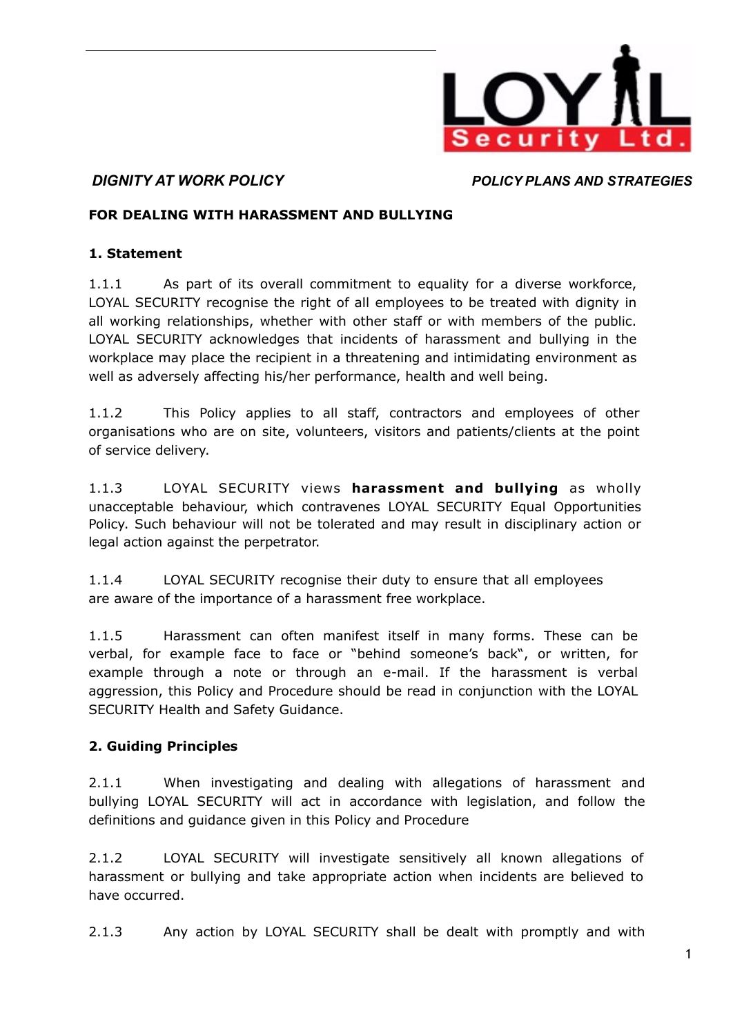*DIGNITY AT WORK POLICY* *POLICY PLANS AND STRATEGIES*

**FOR DEALING WITH HARASSMENT AND BULLYING**

## 1. Statement

1.1.1 As part of its overall commitment to equality for a diverse workforce, LOYAL SECURITY recognise the right of all employees to be treated with dignity in all working relationships, whether with other staff or with members of the public. LOYAL SECURITY acknowledges that incidents of harassment and bullying in the workplace may place the recipient in a threatening and intimidating environment as well as adversely affecting his/her performance, health and well being.

1.1.2 This Policy applies to all staff, contractors and employees of other organisations who are on site, volunteers, visitors and patients/clients at the point of service delivery.

1.1.3 LOYAL SECURITY views **harassment and bullying** as wholly unacceptable behaviour, which contravenes LOYAL SECURITY Equal Opportunities Policy. Such behaviour will not be tolerated and may result in disciplinary action or legal action against the perpetrator.

1.1.4 LOYAL SECURITY recognise their duty to ensure that all employees are aware of the importance of a harassment free workplace.

1.1.5 Harassment can often manifest itself in many forms. These can be verbal, for example face to face or "behind someone's back", or written, for example through a note or through an e-mail. If the harassment is verbal aggression, this Policy and Procedure should be read in conjunction with the LOYAL SECURITY Health and Safety Guidance.

## 2. Guiding Principles

2.1.1 When investigating and dealing with allegations of harassment and bullying LOYAL SECURITY will act in accordance with legislation, and follow the definitions and guidance given in this Policy and Procedure

2.1.2 LOYAL SECURITY will investigate sensitively all known allegations of harassment or bullying and take appropriate action when incidents are believed to have occurred.

2.1.3 Any action by LOYAL SECURITY shall be dealt with promptly and with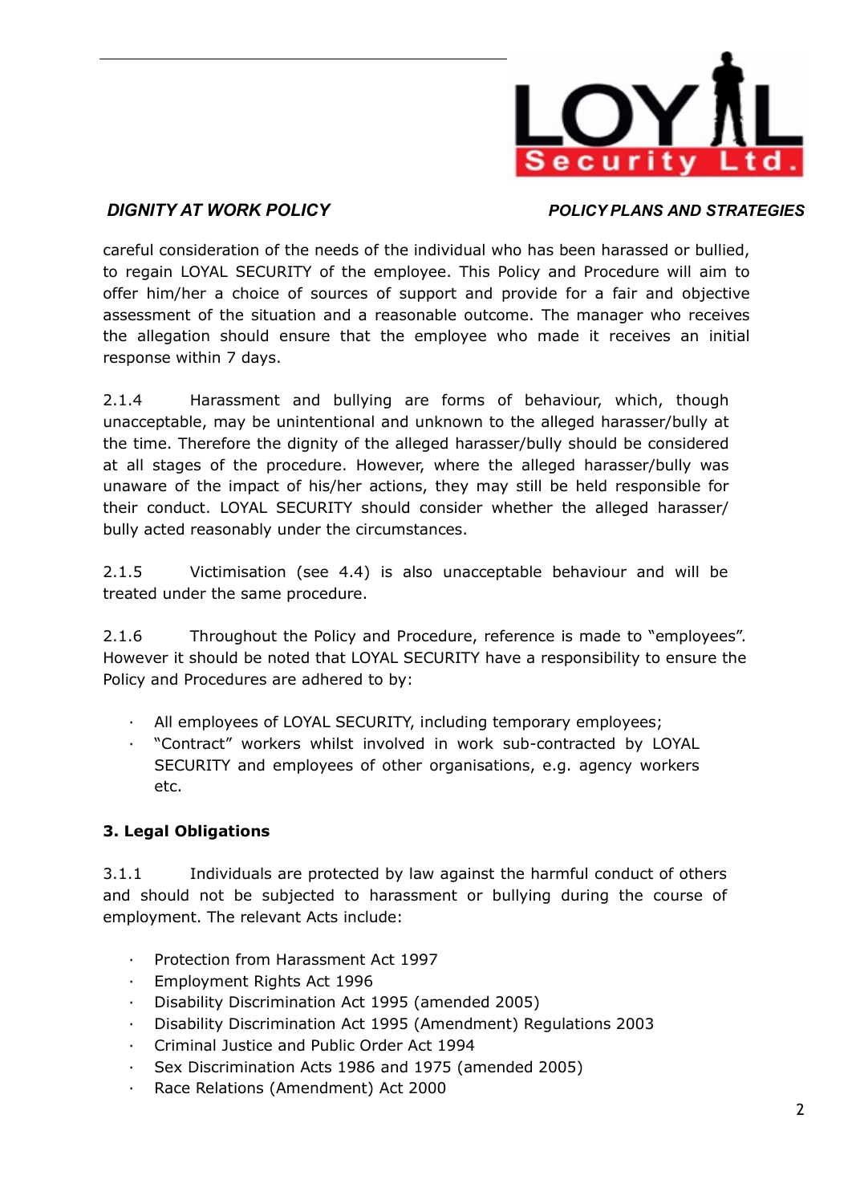careful consideration of the needs of the individual who has been harassed or bullied, to regain LOYAL SECURITY of the employee. This Policy and Procedure will aim to offer him/her a choice of sources of support and provide for a fair and objective assessment of the situation and a reasonable outcome. The manager who receives the allegation should ensure that the employee who made it receives an initial response within 7 days.

2.1.4 Harassment and bullying are forms of behaviour, which, though unacceptable, may be unintentional and unknown to the alleged harasser/bully at the time. Therefore the dignity of the alleged harasser/bully should be considered at all stages of the procedure. However, where the alleged harasser/bully was unaware of the impact of his/her actions, they may still be held responsible for their conduct. LOYAL SECURITY should consider whether the alleged harasser/ bully acted reasonably under the circumstances.

2.1.5 Victimisation (see 4.4) is also unacceptable behaviour and will be treated under the same procedure.

2.1.6 Throughout the Policy and Procedure, reference is made to "employees". However it should be noted that LOYAL SECURITY have a responsibility to ensure the Policy and Procedures are adhered to by:

- All employees of LOYAL SECURITY, including temporary employees;
- "Contract" workers whilst involved in work sub-contracted by LOYAL SECURITY and employees of other organisations, e.g. agency workers etc.

**3. Legal Obligations**

3.1.1 Individuals are protected by law against the harmful conduct of others and should not be subjected to harassment or bullying during the course of employment. The relevant Acts include:

- Protection from Harassment Act 1997
- Employment Rights Act 1996
- Disability Discrimination Act 1995 (amended 2005)
- Disability Discrimination Act 1995 (Amendment) Regulations 2003
- Criminal Justice and Public Order Act 1994
- Sex Discrimination Acts 1986 and 1975 (amended 2005)
- Race Relations (Amendment) Act 2000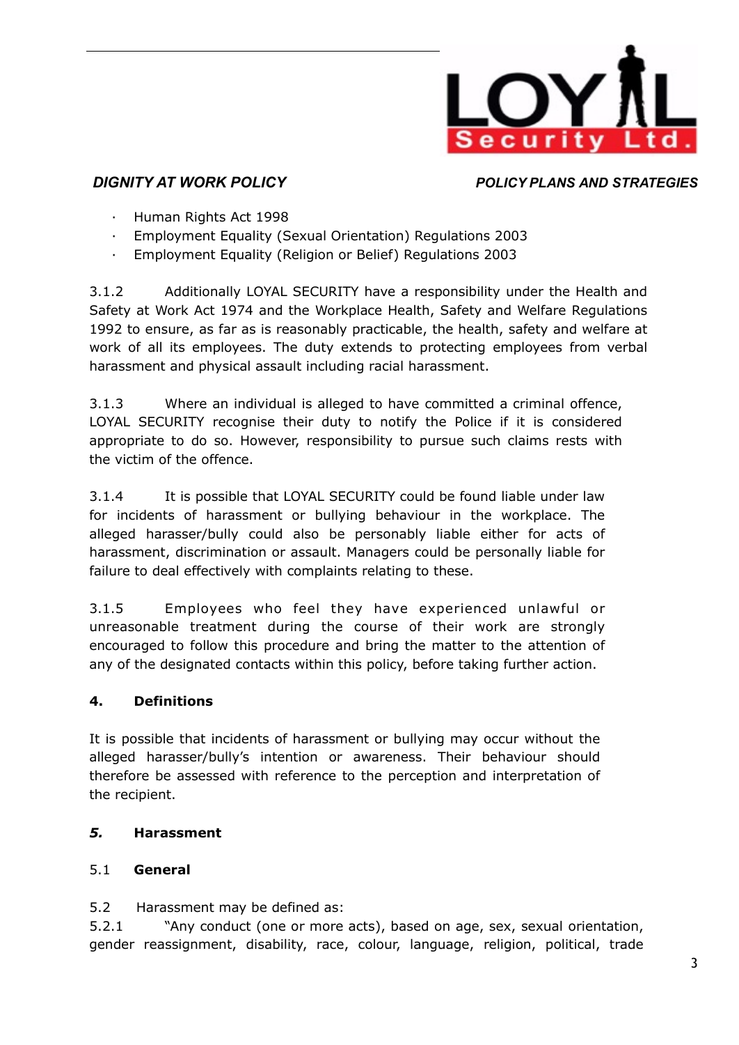- Human Rights Act 1998
- Employment Equality (Sexual Orientation) Regulations 2003
- Employment Equality (Religion or Belief) Regulations 2003

3.1.2 Additionally LOYAL SECURITY have a responsibility under the Health and Safety at Work Act 1974 and the Workplace Health, Safety and Welfare Regulations 1992 to ensure, as far as is reasonably practicable, the health, safety and welfare at work of all its employees. The duty extends to protecting employees from verbal harassment and physical assault including racial harassment.

3.1.3 Where an individual is alleged to have committed a criminal offence, LOYAL SECURITY recognise their duty to notify the Police if it is considered appropriate to do so. However, responsibility to pursue such claims rests with the victim of the offence.

3.1.4 It is possible that LOYAL SECURITY could be found liable under law for incidents of harassment or bullying behaviour in the workplace. The alleged harasser/bully could also be personably liable either for acts of harassment, discrimination or assault. Managers could be personally liable for failure to deal effectively with complaints relating to these.

3.1.5 Employees who feel they have experienced unlawful or unreasonable treatment during the course of their work are strongly encouraged to follow this procedure and bring the matter to the attention of any of the designated contacts within this policy, before taking further action.

## 4. Definitions

It is possible that incidents of harassment or bullying may occur without the alleged harasser/bully's intention or awareness. Their behaviour should therefore be assessed with reference to the perception and interpretation of the recipient.

## *5.* Harassment

### 5.1 General

5.2 Harassment may be defined as:

5.2.1 "Any conduct (one or more acts), based on age, sex, sexual orientation, gender reassignment, disability, race, colour, language, religion, political, trade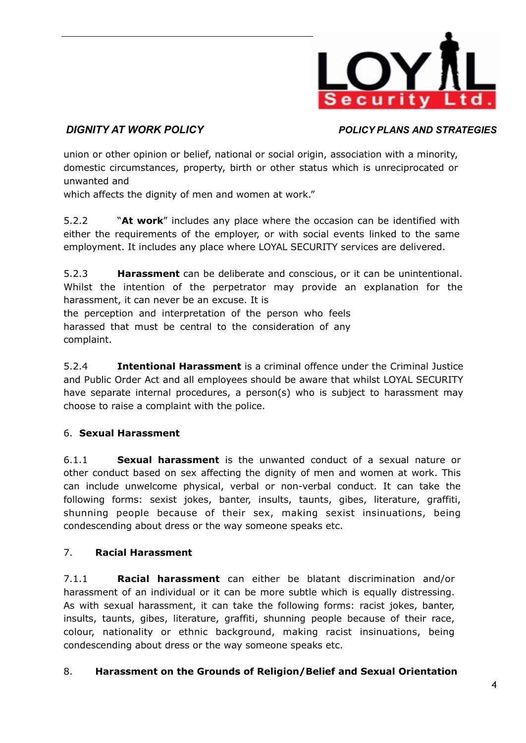union or other opinion or belief, national or social origin, association with a minority, domestic circumstances, property, birth or other status which is unreciprocated or unwanted and which affects the dignity of men and women at work."

5.2.2 "**At work**" includes any place where the occasion can be identified with either the requirements of the employer, or with social events linked to the same employment. It includes any place where LOYAL SECURITY services are delivered.

5.2.3 **Harassment** can be deliberate and conscious, or it can be unintentional. Whilst the intention of the perpetrator may provide an explanation for the harassment, it can never be an excuse. It is the perception and interpretation of the person who feels harassed that must be central to the consideration of any complaint.

5.2.4 **Intentional Harassment** is a criminal offence under the Criminal Justice and Public Order Act and all employees should be aware that whilst LOYAL SECURITY have separate internal procedures, a person(s) who is subject to harassment may choose to raise a complaint with the police.

## 6. Sexual Harassment

6.1.1 **Sexual harassment** is the unwanted conduct of a sexual nature or other conduct based on sex affecting the dignity of men and women at work. This can include unwelcome physical, verbal or non-verbal conduct. It can take the following forms: sexist jokes, banter, insults, taunts, gibes, literature, graffiti, shunning people because of their sex, making sexist insinuations, being condescending about dress or the way someone speaks etc.

## 7. Racial Harassment

7.1.1 **Racial harassment** can either be blatant discrimination and/or harassment of an individual or it can be more subtle which is equally distressing. As with sexual harassment, it can take the following forms: racist jokes, banter, insults, taunts, gibes, literature, graffiti, shunning people because of their race, colour, nationality or ethnic background, making racist insinuations, being condescending about dress or the way someone speaks etc.

## 8. Harassment on the Grounds of Religion/Belief and Sexual Orientation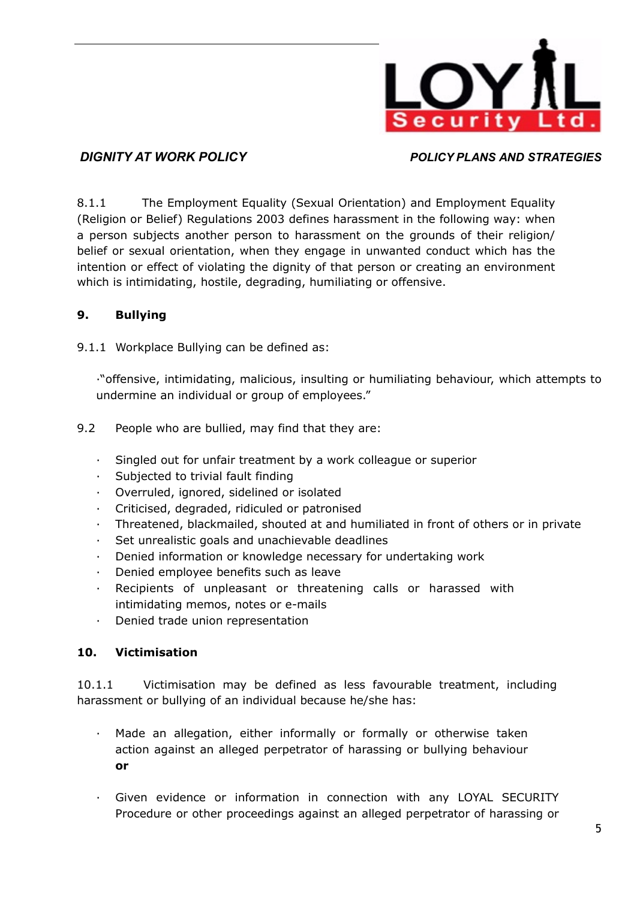8.1.1 The Employment Equality (Sexual Orientation) and Employment Equality (Religion or Belief) Regulations 2003 defines harassment in the following way: when a person subjects another person to harassment on the grounds of their religion/ belief or sexual orientation, when they engage in unwanted conduct which has the intention or effect of violating the dignity of that person or creating an environment which is intimidating, hostile, degrading, humiliating or offensive.

## 9. Bullying

9.1.1 Workplace Bullying can be defined as:

·"offensive, intimidating, malicious, insulting or humiliating behaviour, which attempts to undermine an individual or group of employees."

9.2 People who are bullied, may find that they are:

- Singled out for unfair treatment by a work colleague or superior
- Subjected to trivial fault finding
- Overruled, ignored, sidelined or isolated
- Criticised, degraded, ridiculed or patronised
- Threatened, blackmailed, shouted at and humiliated in front of others or in private
- Set unrealistic goals and unachievable deadlines
- Denied information or knowledge necessary for undertaking work
- Denied employee benefits such as leave
- Recipients of unpleasant or threatening calls or harassed with intimidating memos, notes or e-mails
- Denied trade union representation

## 10. Victimisation

10.1.1 Victimisation may be defined as less favourable treatment, including harassment or bullying of an individual because he/she has:

- Made an allegation, either informally or formally or otherwise taken action against an alleged perpetrator of harassing or bullying behaviour **or**

- Given evidence or information in connection with any LOYAL SECURITY Procedure or other proceedings against an alleged perpetrator of harassing or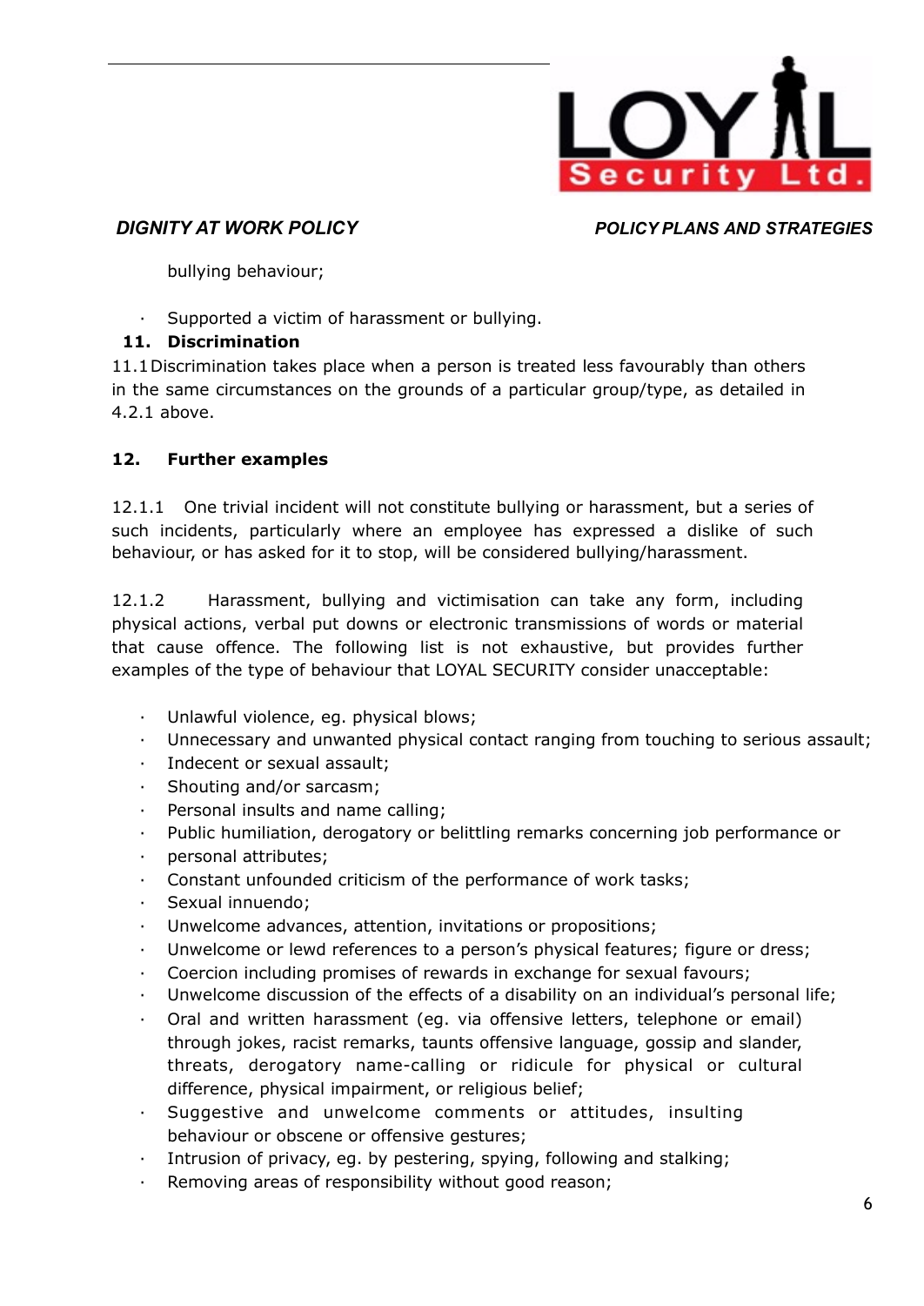bullying behaviour;

- Supported a victim of harassment or bullying.

## 11. Discrimination

11.1 Discrimination takes place when a person is treated less favourably than others in the same circumstances on the grounds of a particular group/type, as detailed in 4.2.1 above.

## 12. Further examples

12.1.1 One trivial incident will not constitute bullying or harassment, but a series of such incidents, particularly where an employee has expressed a dislike of such behaviour, or has asked for it to stop, will be considered bullying/harassment.

12.1.2 Harassment, bullying and victimisation can take any form, including physical actions, verbal put downs or electronic transmissions of words or material that cause offence. The following list is not exhaustive, but provides further examples of the type of behaviour that LOYAL SECURITY consider unacceptable:

- Unlawful violence, eg. physical blows;
- Unnecessary and unwanted physical contact ranging from touching to serious assault;
- Indecent or sexual assault;
- Shouting and/or sarcasm;
- Personal insults and name calling;
- Public humiliation, derogatory or belittling remarks concerning job performance or
- personal attributes;
- Constant unfounded criticism of the performance of work tasks;
- Sexual innuendo;
- Unwelcome advances, attention, invitations or propositions;
- Unwelcome or lewd references to a person's physical features; figure or dress;
- Coercion including promises of rewards in exchange for sexual favours;
- Unwelcome discussion of the effects of a disability on an individual's personal life;
- Oral and written harassment (eg. via offensive letters, telephone or email) through jokes, racist remarks, taunts offensive language, gossip and slander, threats, derogatory name-calling or ridicule for physical or cultural difference, physical impairment, or religious belief;
- Suggestive and unwelcome comments or attitudes, insulting behaviour or obscene or offensive gestures;
- Intrusion of privacy, eg. by pestering, spying, following and stalking;
- Removing areas of responsibility without good reason;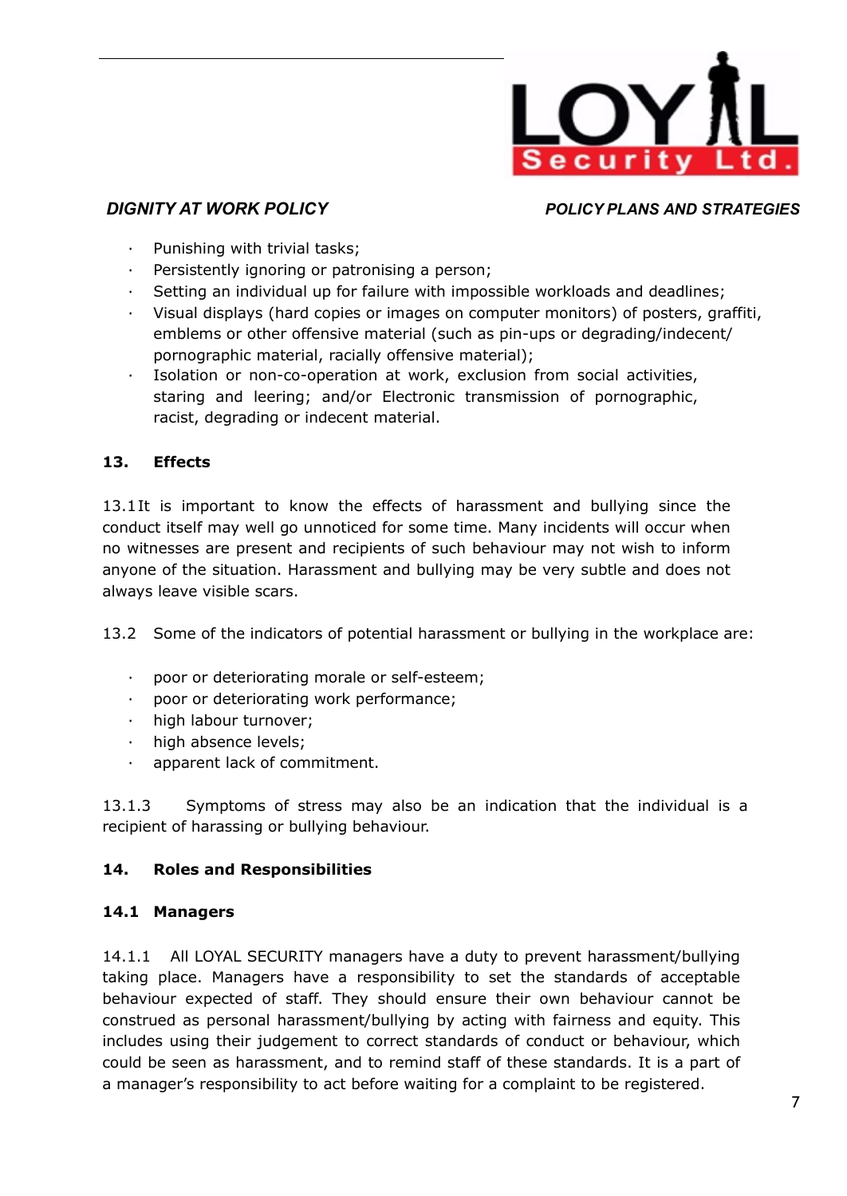- Punishing with trivial tasks;
- Persistently ignoring or patronising a person;
- Setting an individual up for failure with impossible workloads and deadlines;
- Visual displays (hard copies or images on computer monitors) of posters, graffiti, emblems or other offensive material (such as pin-ups or degrading/indecent/ pornographic material, racially offensive material);
- Isolation or non-co-operation at work, exclusion from social activities, staring and leering; and/or Electronic transmission of pornographic, racist, degrading or indecent material.

## 13. Effects

13.1 It is important to know the effects of harassment and bullying since the conduct itself may well go unnoticed for some time. Many incidents will occur when no witnesses are present and recipients of such behaviour may not wish to inform anyone of the situation. Harassment and bullying may be very subtle and does not always leave visible scars.

13.2 Some of the indicators of potential harassment or bullying in the workplace are:

- poor or deteriorating morale or self-esteem;
- poor or deteriorating work performance;
- high labour turnover;
- high absence levels;
- apparent lack of commitment.

13.1.3 Symptoms of stress may also be an indication that the individual is a recipient of harassing or bullying behaviour.

## 14. Roles and Responsibilities

### 14.1 Managers

14.1.1 All LOYAL SECURITY managers have a duty to prevent harassment/bullying taking place. Managers have a responsibility to set the standards of acceptable behaviour expected of staff. They should ensure their own behaviour cannot be construed as personal harassment/bullying by acting with fairness and equity. This includes using their judgement to correct standards of conduct or behaviour, which could be seen as harassment, and to remind staff of these standards. It is a part of a manager's responsibility to act before waiting for a complaint to be registered.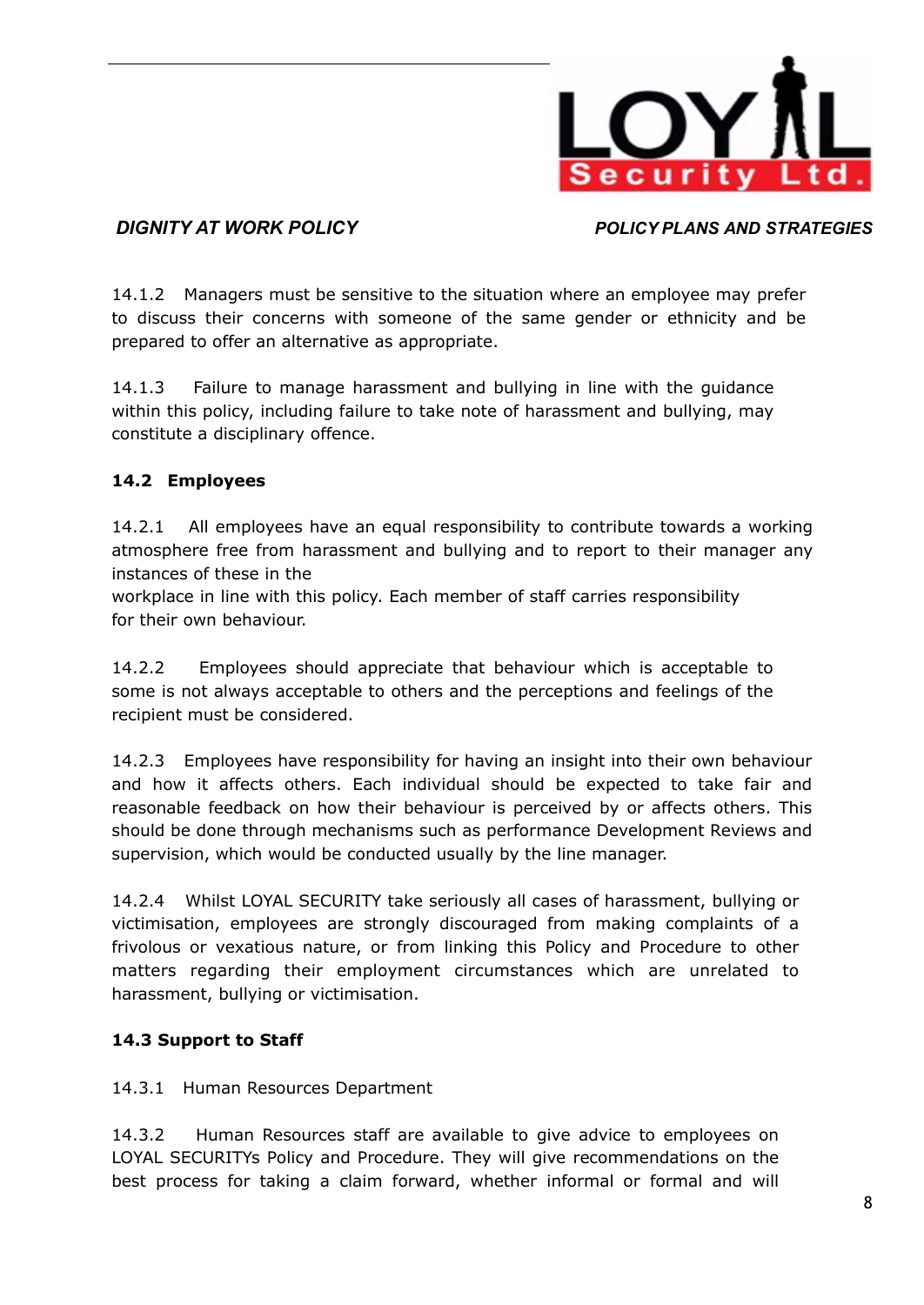14.1.2 Managers must be sensitive to the situation where an employee may prefer to discuss their concerns with someone of the same gender or ethnicity and be prepared to offer an alternative as appropriate.

14.1.3 Failure to manage harassment and bullying in line with the guidance within this policy, including failure to take note of harassment and bullying, may constitute a disciplinary offence.

**14.2 Employees**

14.2.1 All employees have an equal responsibility to contribute towards a working atmosphere free from harassment and bullying and to report to their manager any instances of these in the workplace in line with this policy. Each member of staff carries responsibility for their own behaviour.

14.2.2 Employees should appreciate that behaviour which is acceptable to some is not always acceptable to others and the perceptions and feelings of the recipient must be considered.

14.2.3 Employees have responsibility for having an insight into their own behaviour and how it affects others. Each individual should be expected to take fair and reasonable feedback on how their behaviour is perceived by or affects others. This should be done through mechanisms such as performance Development Reviews and supervision, which would be conducted usually by the line manager.

14.2.4 Whilst LOYAL SECURITY take seriously all cases of harassment, bullying or victimisation, employees are strongly discouraged from making complaints of a frivolous or vexatious nature, or from linking this Policy and Procedure to other matters regarding their employment circumstances which are unrelated to harassment, bullying or victimisation.

**14.3 Support to Staff**

14.3.1 Human Resources Department

14.3.2 Human Resources staff are available to give advice to employees on LOYAL SECURITYs Policy and Procedure. They will give recommendations on the best process for taking a claim forward, whether informal or formal and will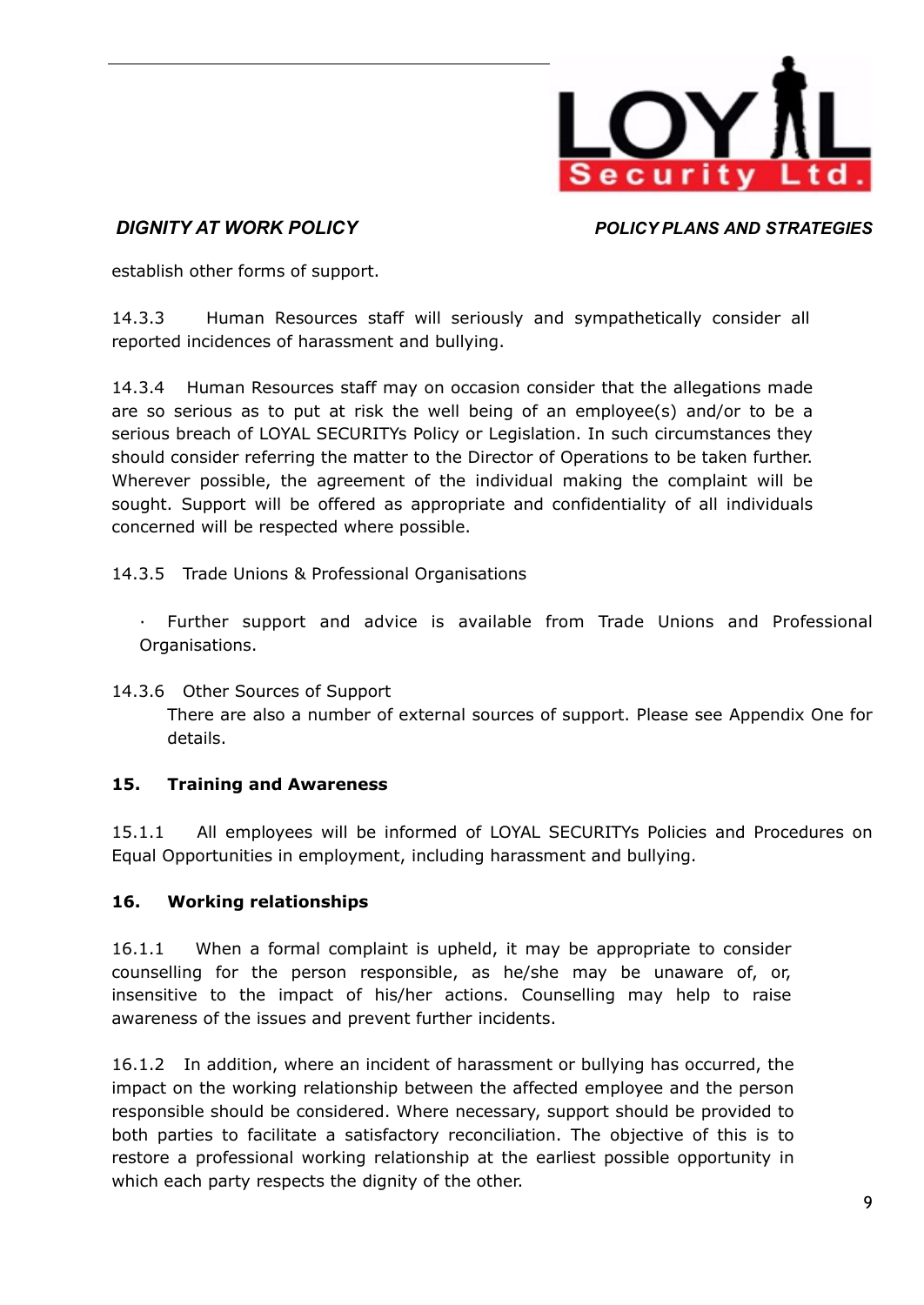establish other forms of support.

14.3.3 Human Resources staff will seriously and sympathetically consider all reported incidences of harassment and bullying.

14.3.4 Human Resources staff may on occasion consider that the allegations made are so serious as to put at risk the well being of an employee(s) and/or to be a serious breach of LOYAL SECURITYs Policy or Legislation. In such circumstances they should consider referring the matter to the Director of Operations to be taken further. Wherever possible, the agreement of the individual making the complaint will be sought. Support will be offered as appropriate and confidentiality of all individuals concerned will be respected where possible.

14.3.5 Trade Unions & Professional Organisations

- Further support and advice is available from Trade Unions and Professional Organisations.

14.3.6 Other Sources of Support

There are also a number of external sources of support. Please see Appendix One for details.

## 15. Training and Awareness

15.1.1 All employees will be informed of LOYAL SECURITYs Policies and Procedures on Equal Opportunities in employment, including harassment and bullying.

## 16. Working relationships

16.1.1 When a formal complaint is upheld, it may be appropriate to consider counselling for the person responsible, as he/she may be unaware of, or, insensitive to the impact of his/her actions. Counselling may help to raise awareness of the issues and prevent further incidents.

16.1.2 In addition, where an incident of harassment or bullying has occurred, the impact on the working relationship between the affected employee and the person responsible should be considered. Where necessary, support should be provided to both parties to facilitate a satisfactory reconciliation. The objective of this is to restore a professional working relationship at the earliest possible opportunity in which each party respects the dignity of the other.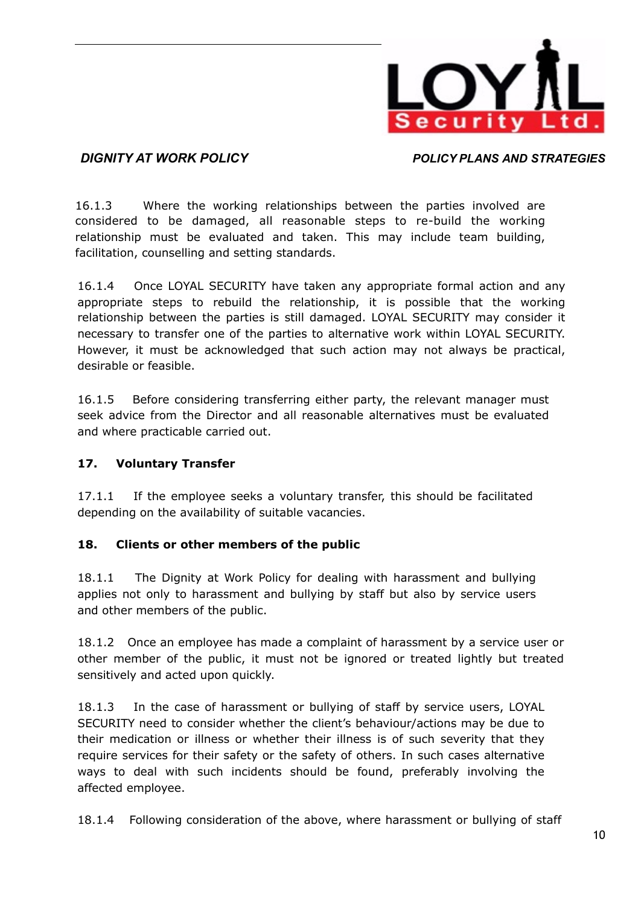16.1.3 Where the working relationships between the parties involved are considered to be damaged, all reasonable steps to re-build the working relationship must be evaluated and taken. This may include team building, facilitation, counselling and setting standards.

16.1.4 Once LOYAL SECURITY have taken any appropriate formal action and any appropriate steps to rebuild the relationship, it is possible that the working relationship between the parties is still damaged. LOYAL SECURITY may consider it necessary to transfer one of the parties to alternative work within LOYAL SECURITY. However, it must be acknowledged that such action may not always be practical, desirable or feasible.

16.1.5 Before considering transferring either party, the relevant manager must seek advice from the Director and all reasonable alternatives must be evaluated and where practicable carried out.

**17. Voluntary Transfer**

17.1.1 If the employee seeks a voluntary transfer, this should be facilitated depending on the availability of suitable vacancies.

**18. Clients or other members of the public**

18.1.1 The Dignity at Work Policy for dealing with harassment and bullying applies not only to harassment and bullying by staff but also by service users and other members of the public.

18.1.2 Once an employee has made a complaint of harassment by a service user or other member of the public, it must not be ignored or treated lightly but treated sensitively and acted upon quickly.

18.1.3 In the case of harassment or bullying of staff by service users, LOYAL SECURITY need to consider whether the client's behaviour/actions may be due to their medication or illness or whether their illness is of such severity that they require services for their safety or the safety of others. In such cases alternative ways to deal with such incidents should be found, preferably involving the affected employee.

18.1.4 Following consideration of the above, where harassment or bullying of staff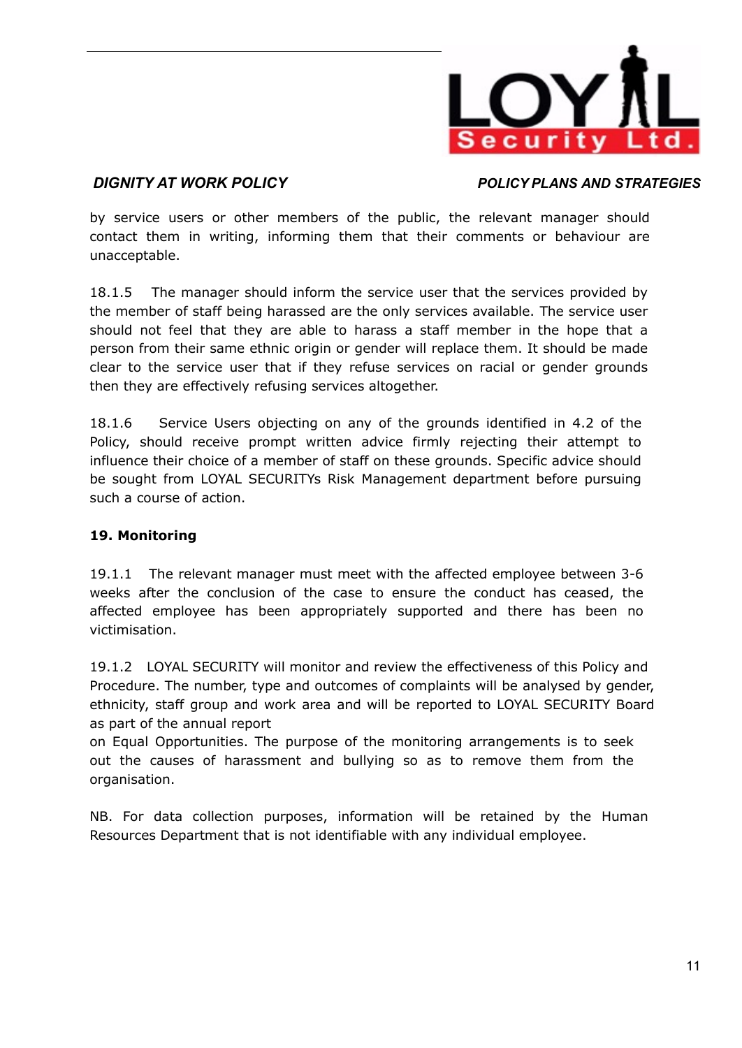by service users or other members of the public, the relevant manager should contact them in writing, informing them that their comments or behaviour are unacceptable.

18.1.5 The manager should inform the service user that the services provided by the member of staff being harassed are the only services available. The service user should not feel that they are able to harass a staff member in the hope that a person from their same ethnic origin or gender will replace them. It should be made clear to the service user that if they refuse services on racial or gender grounds then they are effectively refusing services altogether.

18.1.6 Service Users objecting on any of the grounds identified in 4.2 of the Policy, should receive prompt written advice firmly rejecting their attempt to influence their choice of a member of staff on these grounds. Specific advice should be sought from LOYAL SECURITYs Risk Management department before pursuing such a course of action.

**19. Monitoring**

19.1.1 The relevant manager must meet with the affected employee between 3-6 weeks after the conclusion of the case to ensure the conduct has ceased, the affected employee has been appropriately supported and there has been no victimisation.

19.1.2 LOYAL SECURITY will monitor and review the effectiveness of this Policy and Procedure. The number, type and outcomes of complaints will be analysed by gender, ethnicity, staff group and work area and will be reported to LOYAL SECURITY Board as part of the annual report on Equal Opportunities. The purpose of the monitoring arrangements is to seek out the causes of harassment and bullying so as to remove them from the organisation.

NB. For data collection purposes, information will be retained by the Human Resources Department that is not identifiable with any individual employee.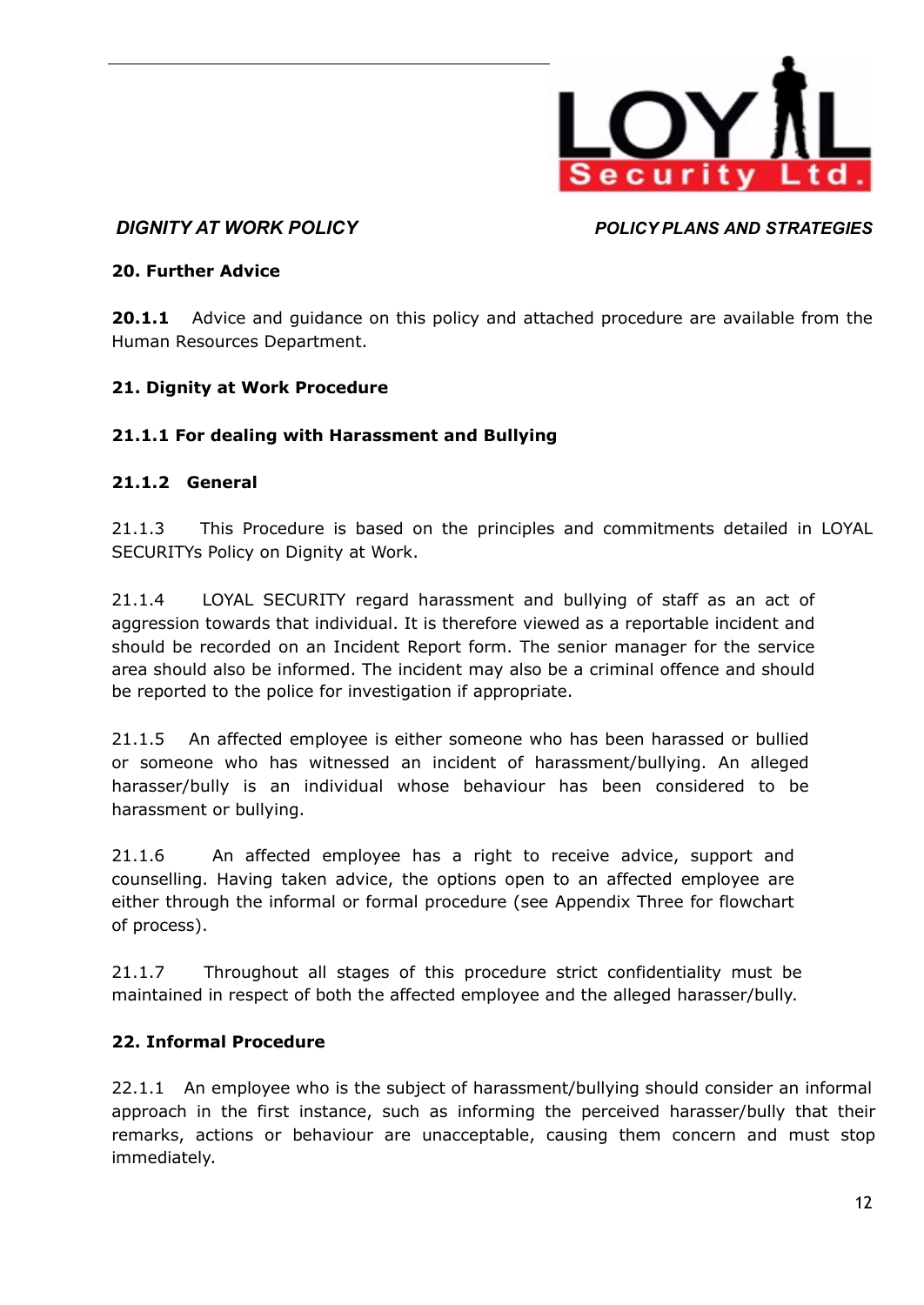## 20. Further Advice

**20.1.1** Advice and guidance on this policy and attached procedure are available from the Human Resources Department.

## 21. Dignity at Work Procedure

### 21.1.1 For dealing with Harassment and Bullying

### 21.1.2 General

21.1.3 This Procedure is based on the principles and commitments detailed in LOYAL SECURITYs Policy on Dignity at Work.

21.1.4 LOYAL SECURITY regard harassment and bullying of staff as an act of aggression towards that individual. It is therefore viewed as a reportable incident and should be recorded on an Incident Report form. The senior manager for the service area should also be informed. The incident may also be a criminal offence and should be reported to the police for investigation if appropriate.

21.1.5 An affected employee is either someone who has been harassed or bullied or someone who has witnessed an incident of harassment/bullying. An alleged harasser/bully is an individual whose behaviour has been considered to be harassment or bullying.

21.1.6 An affected employee has a right to receive advice, support and counselling. Having taken advice, the options open to an affected employee are either through the informal or formal procedure (see Appendix Three for flowchart of process).

21.1.7 Throughout all stages of this procedure strict confidentiality must be maintained in respect of both the affected employee and the alleged harasser/bully.

## 22. Informal Procedure

22.1.1 An employee who is the subject of harassment/bullying should consider an informal approach in the first instance, such as informing the perceived harasser/bully that their remarks, actions or behaviour are unacceptable, causing them concern and must stop immediately.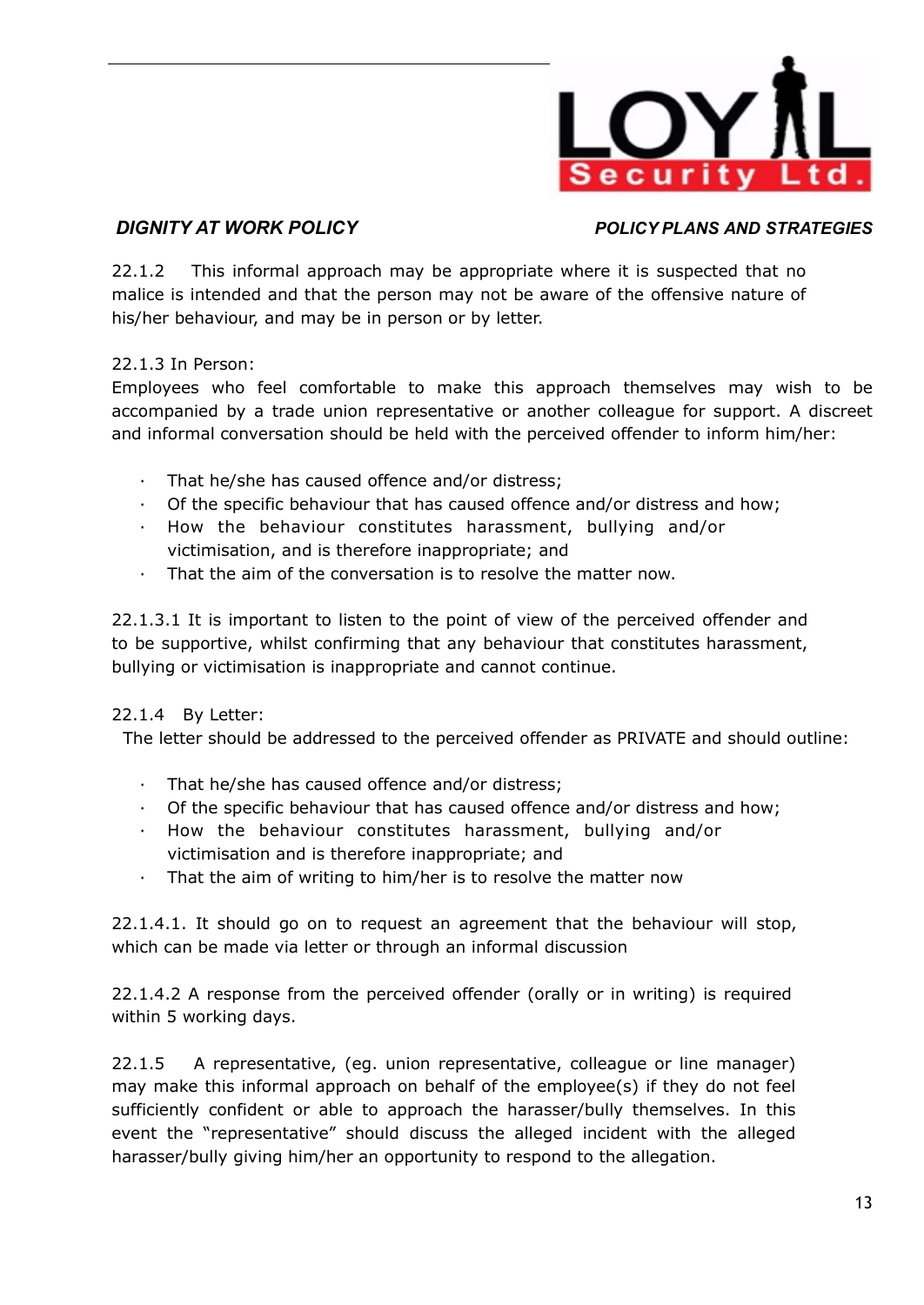22.1.2 This informal approach may be appropriate where it is suspected that no malice is intended and that the person may not be aware of the offensive nature of his/her behaviour, and may be in person or by letter.

22.1.3 In Person:
Employees who feel comfortable to make this approach themselves may wish to be accompanied by a trade union representative or another colleague for support. A discreet and informal conversation should be held with the perceived offender to inform him/her:

- That he/she has caused offence and/or distress;
- Of the specific behaviour that has caused offence and/or distress and how;
- How the behaviour constitutes harassment, bullying and/or victimisation, and is therefore inappropriate; and
- That the aim of the conversation is to resolve the matter now.

22.1.3.1 It is important to listen to the point of view of the perceived offender and to be supportive, whilst confirming that any behaviour that constitutes harassment, bullying or victimisation is inappropriate and cannot continue.

22.1.4 By Letter:
The letter should be addressed to the perceived offender as PRIVATE and should outline:

- That he/she has caused offence and/or distress;
- Of the specific behaviour that has caused offence and/or distress and how;
- How the behaviour constitutes harassment, bullying and/or victimisation and is therefore inappropriate; and
- That the aim of writing to him/her is to resolve the matter now

22.1.4.1. It should go on to request an agreement that the behaviour will stop, which can be made via letter or through an informal discussion

22.1.4.2 A response from the perceived offender (orally or in writing) is required within 5 working days.

22.1.5 A representative, (eg. union representative, colleague or line manager) may make this informal approach on behalf of the employee(s) if they do not feel sufficiently confident or able to approach the harasser/bully themselves. In this event the "representative" should discuss the alleged incident with the alleged harasser/bully giving him/her an opportunity to respond to the allegation.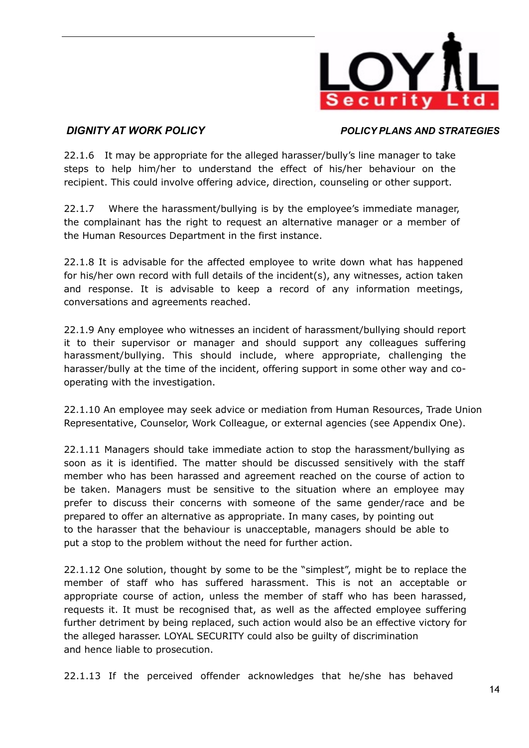22.1.6 It may be appropriate for the alleged harasser/bully's line manager to take steps to help him/her to understand the effect of his/her behaviour on the recipient. This could involve offering advice, direction, counseling or other support.

22.1.7 Where the harassment/bullying is by the employee's immediate manager, the complainant has the right to request an alternative manager or a member of the Human Resources Department in the first instance.

22.1.8 It is advisable for the affected employee to write down what has happened for his/her own record with full details of the incident(s), any witnesses, action taken and response. It is advisable to keep a record of any information meetings, conversations and agreements reached.

22.1.9 Any employee who witnesses an incident of harassment/bullying should report it to their supervisor or manager and should support any colleagues suffering harassment/bullying. This should include, where appropriate, challenging the harasser/bully at the time of the incident, offering support in some other way and co-operating with the investigation.

22.1.10 An employee may seek advice or mediation from Human Resources, Trade Union Representative, Counselor, Work Colleague, or external agencies (see Appendix One).

22.1.11 Managers should take immediate action to stop the harassment/bullying as soon as it is identified. The matter should be discussed sensitively with the staff member who has been harassed and agreement reached on the course of action to be taken. Managers must be sensitive to the situation where an employee may prefer to discuss their concerns with someone of the same gender/race and be prepared to offer an alternative as appropriate. In many cases, by pointing out to the harasser that the behaviour is unacceptable, managers should be able to put a stop to the problem without the need for further action.

22.1.12 One solution, thought by some to be the "simplest", might be to replace the member of staff who has suffered harassment. This is not an acceptable or appropriate course of action, unless the member of staff who has been harassed, requests it. It must be recognised that, as well as the affected employee suffering further detriment by being replaced, such action would also be an effective victory for the alleged harasser. LOYAL SECURITY could also be guilty of discrimination and hence liable to prosecution.

22.1.13 If the perceived offender acknowledges that he/she has behaved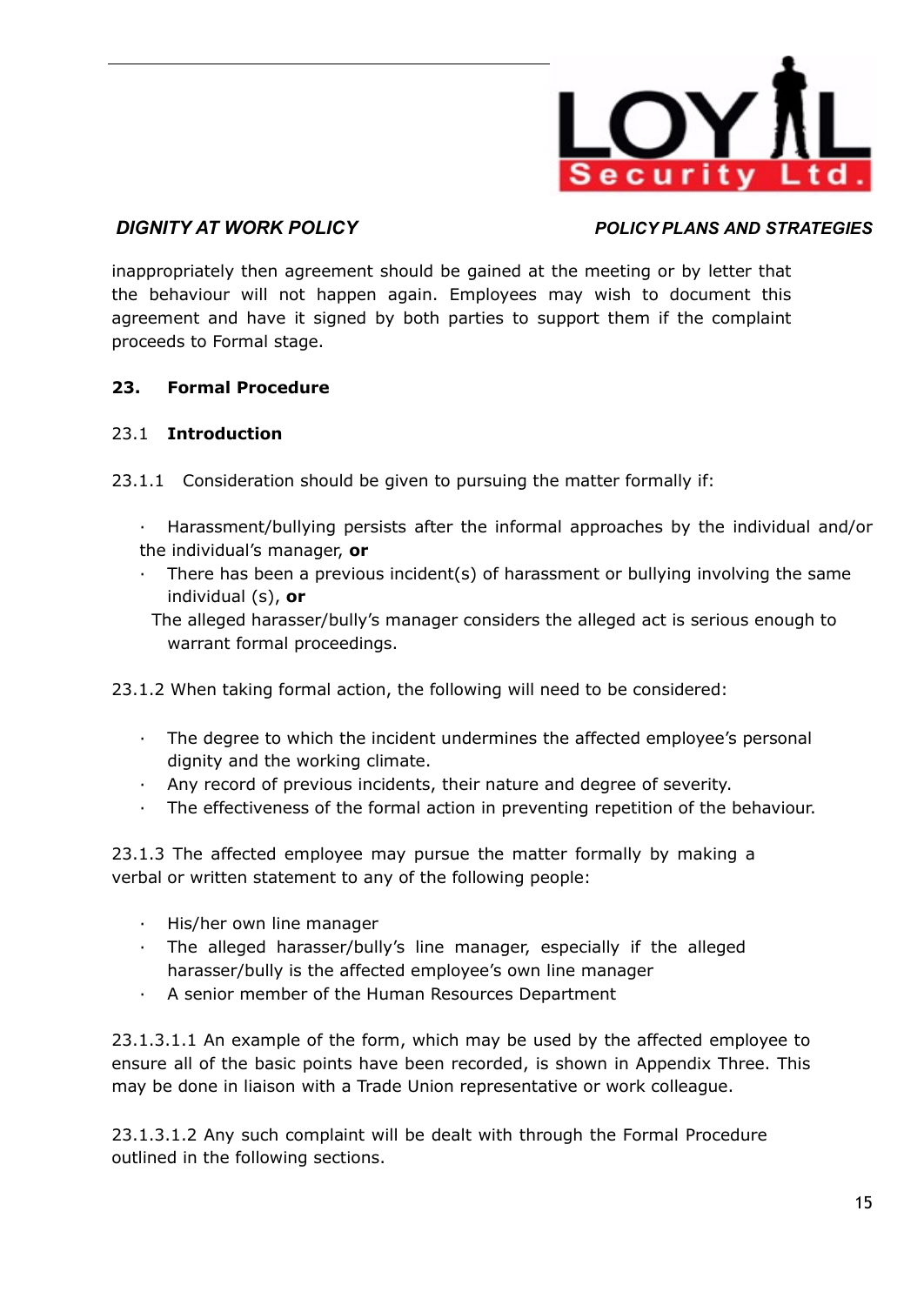inappropriately then agreement should be gained at the meeting or by letter that the behaviour will not happen again. Employees may wish to document this agreement and have it signed by both parties to support them if the complaint proceeds to Formal stage.

## 23. Formal Procedure

### 23.1 Introduction

23.1.1 Consideration should be given to pursuing the matter formally if:

- Harassment/bullying persists after the informal approaches by the individual and/or the individual's manager, **or**
- There has been a previous incident(s) of harassment or bullying involving the same individual (s), **or**
- The alleged harasser/bully's manager considers the alleged act is serious enough to warrant formal proceedings.

23.1.2 When taking formal action, the following will need to be considered:

- The degree to which the incident undermines the affected employee's personal dignity and the working climate.
- Any record of previous incidents, their nature and degree of severity.
- The effectiveness of the formal action in preventing repetition of the behaviour.

23.1.3 The affected employee may pursue the matter formally by making a verbal or written statement to any of the following people:

- His/her own line manager
- The alleged harasser/bully's line manager, especially if the alleged harasser/bully is the affected employee's own line manager
- A senior member of the Human Resources Department

23.1.3.1.1 An example of the form, which may be used by the affected employee to ensure all of the basic points have been recorded, is shown in Appendix Three. This may be done in liaison with a Trade Union representative or work colleague.

23.1.3.1.2 Any such complaint will be dealt with through the Formal Procedure outlined in the following sections.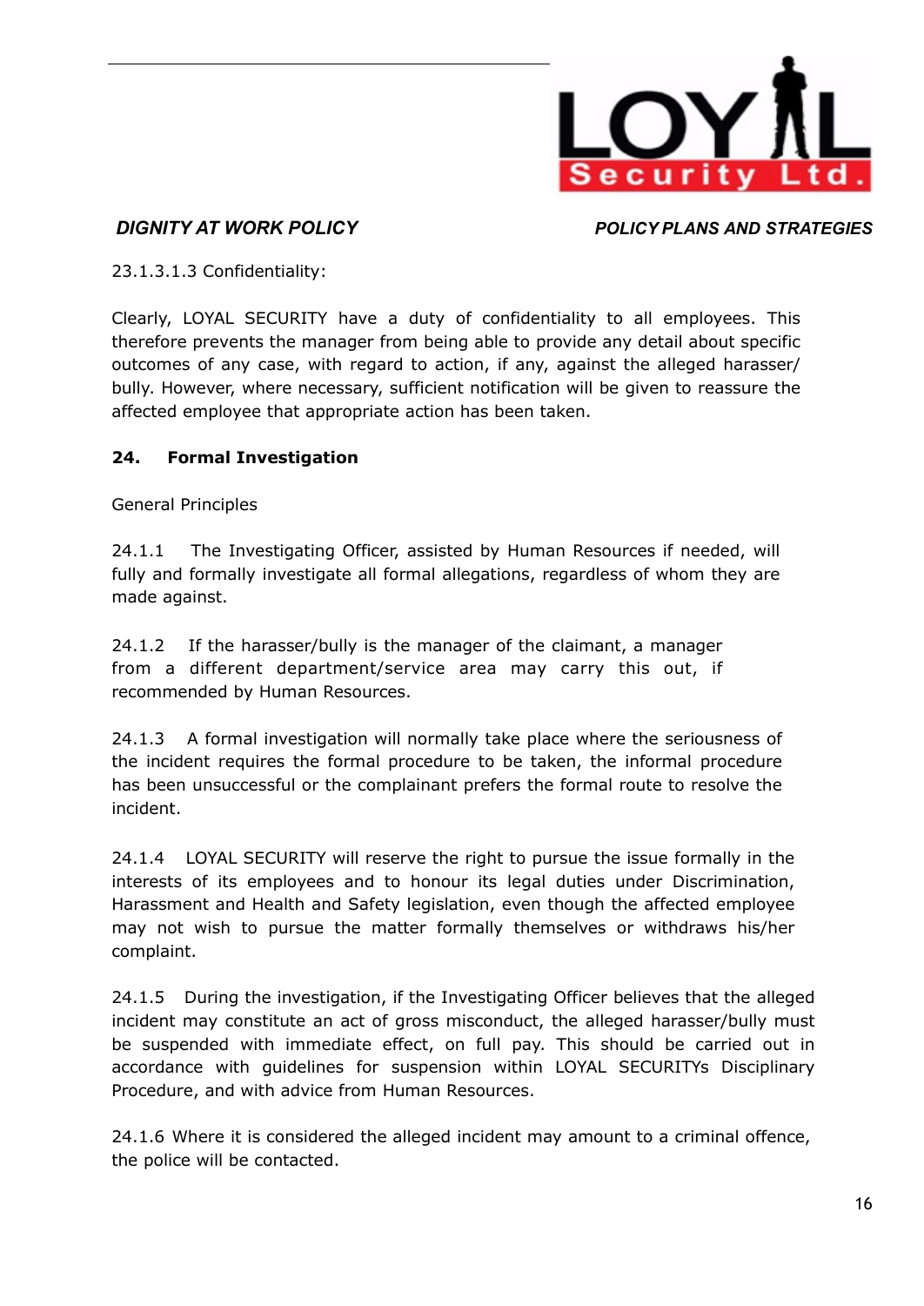23.1.3.1.3 Confidentiality:

Clearly, LOYAL SECURITY have a duty of confidentiality to all employees. This therefore prevents the manager from being able to provide any detail about specific outcomes of any case, with regard to action, if any, against the alleged harasser/ bully. However, where necessary, sufficient notification will be given to reassure the affected employee that appropriate action has been taken.

## 24. Formal Investigation

General Principles

24.1.1 The Investigating Officer, assisted by Human Resources if needed, will fully and formally investigate all formal allegations, regardless of whom they are made against.

24.1.2 If the harasser/bully is the manager of the claimant, a manager from a different department/service area may carry this out, if recommended by Human Resources.

24.1.3 A formal investigation will normally take place where the seriousness of the incident requires the formal procedure to be taken, the informal procedure has been unsuccessful or the complainant prefers the formal route to resolve the incident.

24.1.4 LOYAL SECURITY will reserve the right to pursue the issue formally in the interests of its employees and to honour its legal duties under Discrimination, Harassment and Health and Safety legislation, even though the affected employee may not wish to pursue the matter formally themselves or withdraws his/her complaint.

24.1.5 During the investigation, if the Investigating Officer believes that the alleged incident may constitute an act of gross misconduct, the alleged harasser/bully must be suspended with immediate effect, on full pay. This should be carried out in accordance with guidelines for suspension within LOYAL SECURITYs Disciplinary Procedure, and with advice from Human Resources.

24.1.6 Where it is considered the alleged incident may amount to a criminal offence, the police will be contacted.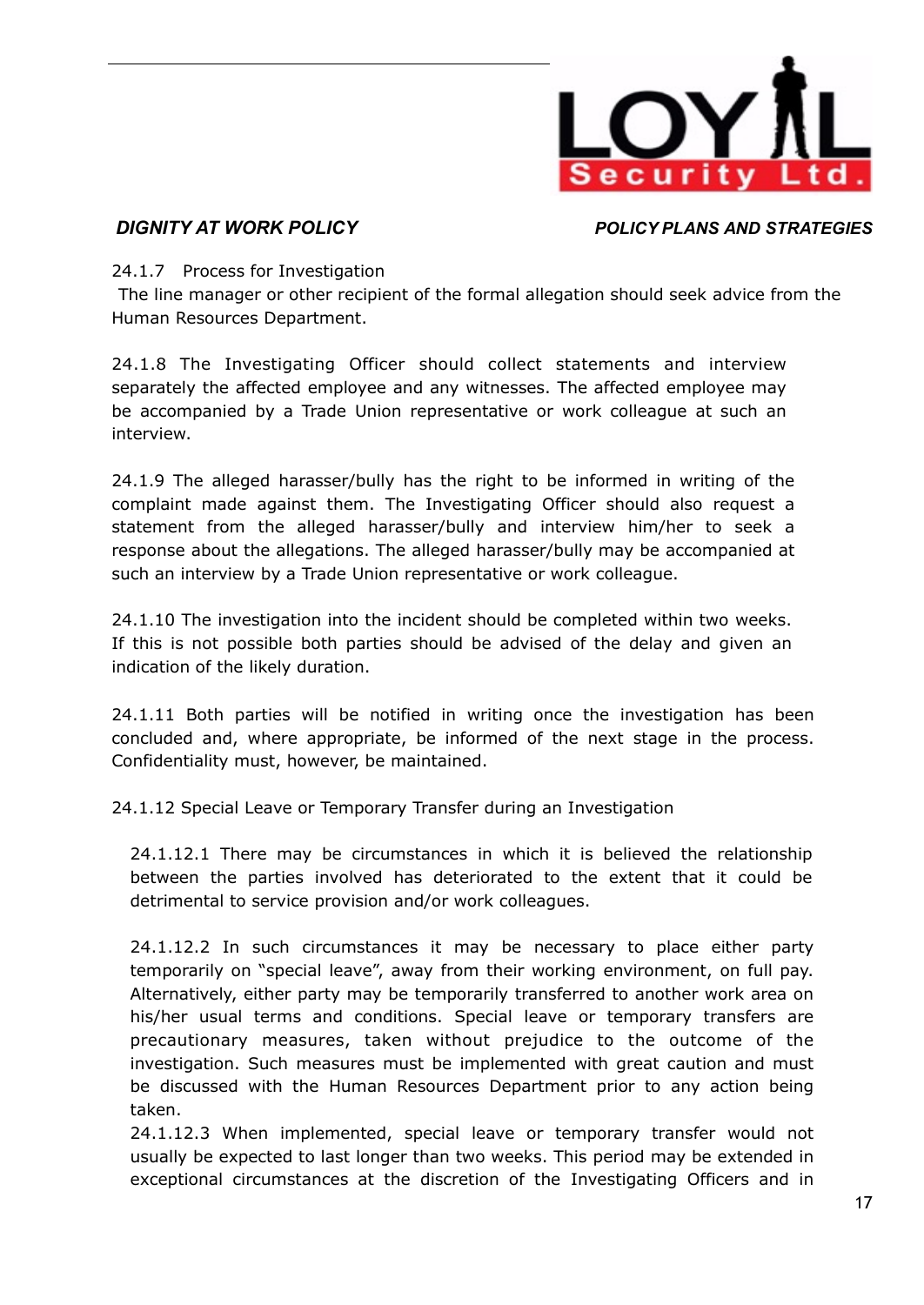24.1.7 Process for Investigation

The line manager or other recipient of the formal allegation should seek advice from the Human Resources Department.

24.1.8 The Investigating Officer should collect statements and interview separately the affected employee and any witnesses. The affected employee may be accompanied by a Trade Union representative or work colleague at such an interview.

24.1.9 The alleged harasser/bully has the right to be informed in writing of the complaint made against them. The Investigating Officer should also request a statement from the alleged harasser/bully and interview him/her to seek a response about the allegations. The alleged harasser/bully may be accompanied at such an interview by a Trade Union representative or work colleague.

24.1.10 The investigation into the incident should be completed within two weeks. If this is not possible both parties should be advised of the delay and given an indication of the likely duration.

24.1.11 Both parties will be notified in writing once the investigation has been concluded and, where appropriate, be informed of the next stage in the process. Confidentiality must, however, be maintained.

24.1.12 Special Leave or Temporary Transfer during an Investigation

24.1.12.1 There may be circumstances in which it is believed the relationship between the parties involved has deteriorated to the extent that it could be detrimental to service provision and/or work colleagues.

24.1.12.2 In such circumstances it may be necessary to place either party temporarily on "special leave", away from their working environment, on full pay. Alternatively, either party may be temporarily transferred to another work area on his/her usual terms and conditions. Special leave or temporary transfers are precautionary measures, taken without prejudice to the outcome of the investigation. Such measures must be implemented with great caution and must be discussed with the Human Resources Department prior to any action being taken.

24.1.12.3 When implemented, special leave or temporary transfer would not usually be expected to last longer than two weeks. This period may be extended in exceptional circumstances at the discretion of the Investigating Officers and in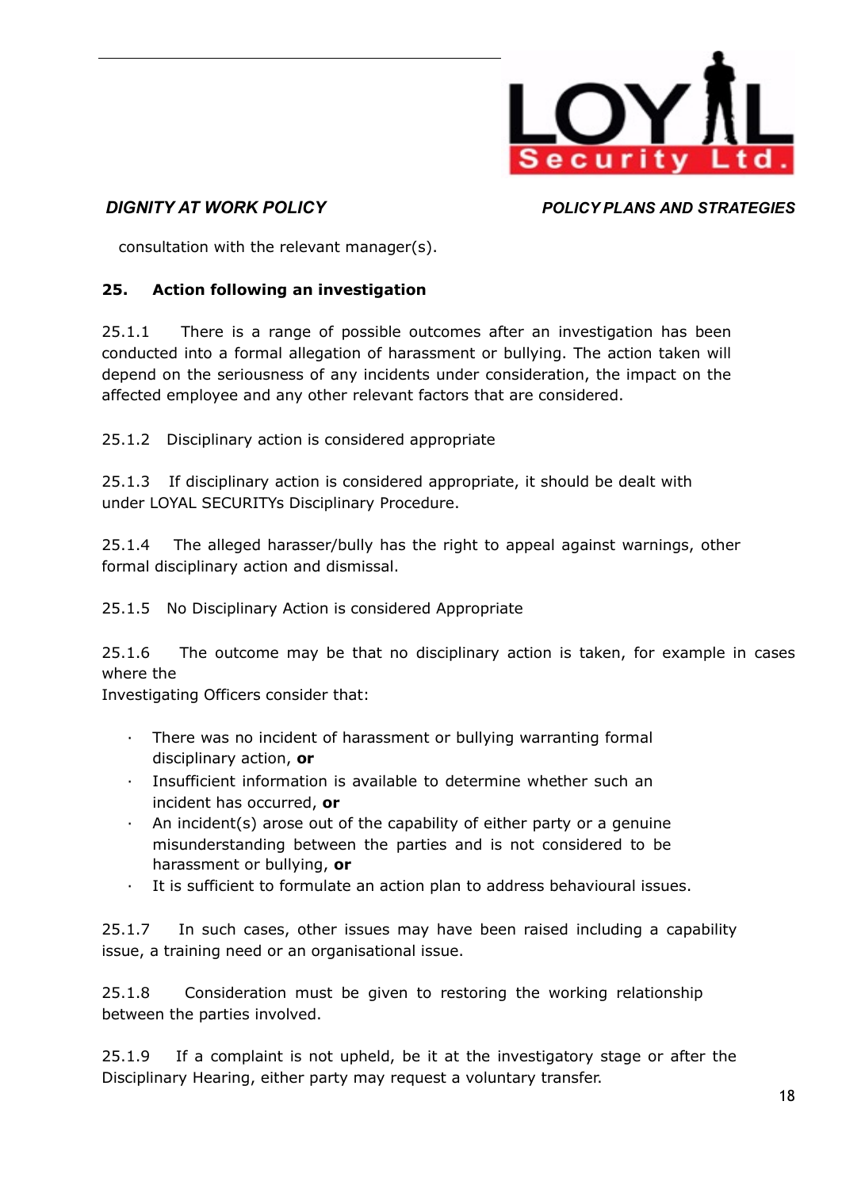consultation with the relevant manager(s).

## 25. Action following an investigation

25.1.1 There is a range of possible outcomes after an investigation has been conducted into a formal allegation of harassment or bullying. The action taken will depend on the seriousness of any incidents under consideration, the impact on the affected employee and any other relevant factors that are considered.

25.1.2 Disciplinary action is considered appropriate

25.1.3 If disciplinary action is considered appropriate, it should be dealt with under LOYAL SECURITYs Disciplinary Procedure.

25.1.4 The alleged harasser/bully has the right to appeal against warnings, other formal disciplinary action and dismissal.

25.1.5 No Disciplinary Action is considered Appropriate

25.1.6 The outcome may be that no disciplinary action is taken, for example in cases where the Investigating Officers consider that:

- There was no incident of harassment or bullying warranting formal disciplinary action, **or**
- Insufficient information is available to determine whether such an incident has occurred, **or**
- An incident(s) arose out of the capability of either party or a genuine misunderstanding between the parties and is not considered to be harassment or bullying, **or**
- It is sufficient to formulate an action plan to address behavioural issues.

25.1.7 In such cases, other issues may have been raised including a capability issue, a training need or an organisational issue.

25.1.8 Consideration must be given to restoring the working relationship between the parties involved.

25.1.9 If a complaint is not upheld, be it at the investigatory stage or after the Disciplinary Hearing, either party may request a voluntary transfer.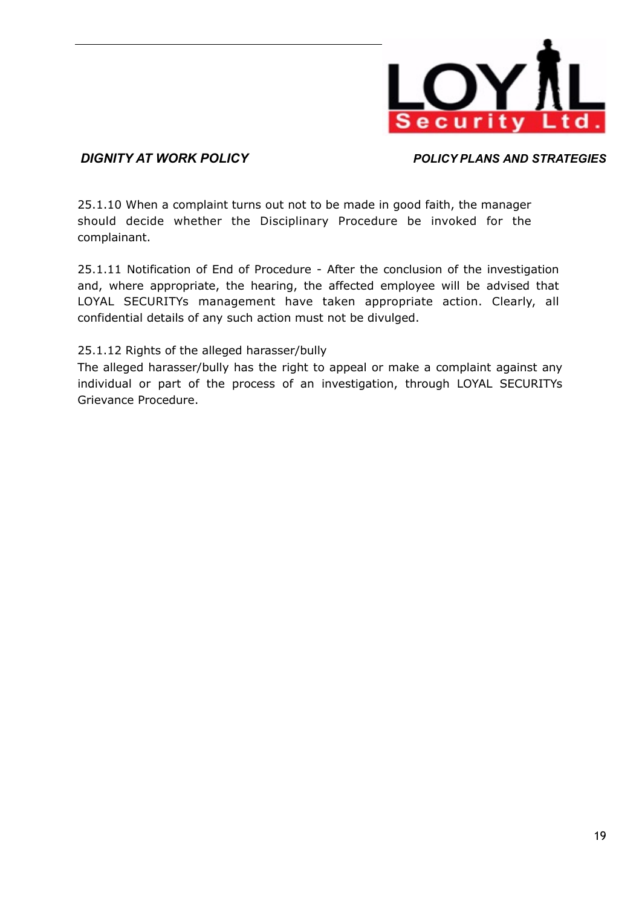25.1.10 When a complaint turns out not to be made in good faith, the manager should decide whether the Disciplinary Procedure be invoked for the complainant.

25.1.11 Notification of End of Procedure - After the conclusion of the investigation and, where appropriate, the hearing, the affected employee will be advised that LOYAL SECURITYs management have taken appropriate action. Clearly, all confidential details of any such action must not be divulged.

25.1.12 Rights of the alleged harasser/bully

The alleged harasser/bully has the right to appeal or make a complaint against any individual or part of the process of an investigation, through LOYAL SECURITYs Grievance Procedure.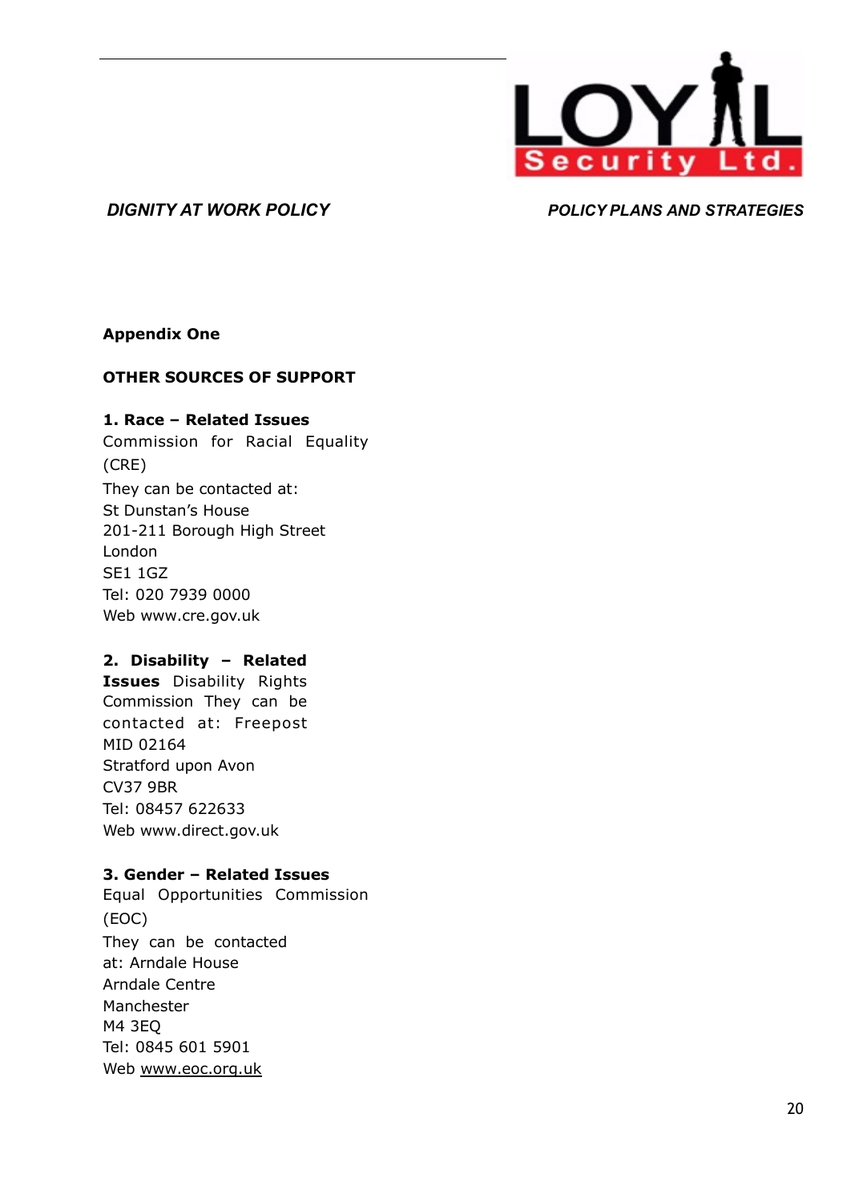**Appendix One**

**OTHER SOURCES OF SUPPORT**

**1. Race – Related Issues**

Commission for Racial Equality (CRE)

They can be contacted at:
St Dunstan's House
201-211 Borough High Street
London
SE1 1GZ
Tel: 020 7939 0000
Web www.cre.gov.uk

**2. Disability – Related Issues**

Disability Rights Commission They can be contacted at: Freepost
MID 02164
Stratford upon Avon
CV37 9BR
Tel: 08457 622633
Web www.direct.gov.uk

**3. Gender – Related Issues**

Equal Opportunities Commission (EOC)

They can be contacted at: Arndale House
Arndale Centre
Manchester
M4 3EQ
Tel: 0845 601 5901
Web www.eoc.org.uk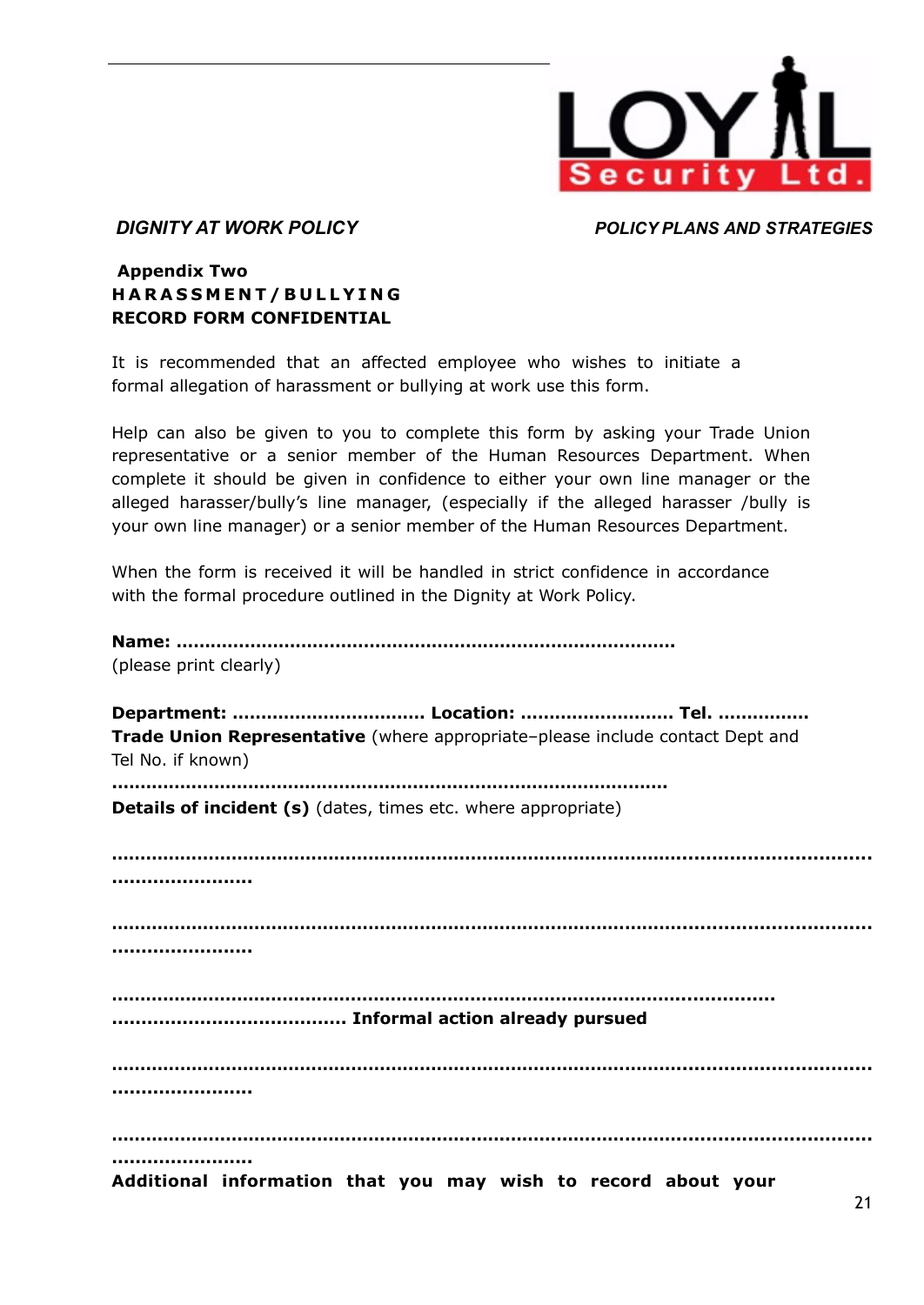*DIGNITY AT WORK POLICY* *POLICY PLANS AND STRATEGIES*

**Appendix Two**
**HARASSMENT/BULLYING**
**RECORD FORM CONFIDENTIAL**

It is recommended that an affected employee who wishes to initiate a formal allegation of harassment or bullying at work use this form.

Help can also be given to you to complete this form by asking your Trade Union representative or a senior member of the Human Resources Department. When complete it should be given in confidence to either your own line manager or the alleged harasser/bully's line manager, (especially if the alleged harasser /bully is your own line manager) or a senior member of the Human Resources Department.

When the form is received it will be handled in strict confidence in accordance with the formal procedure outlined in the Dignity at Work Policy.

**Name:** ……………………………………………………………………………
(please print clearly)

**Department:** …………………………… **Location:** ……………………… **Tel.** ……………
**Trade Union Representative** (where appropriate–please include contact Dept and Tel No. if known)

………………………………………………………………………………………

**Details of incident (s)** (dates, times etc. where appropriate)

……………………………………………………………………………………………………………………
……………………

……………………………………………………………………………………………………………………
……………………

……………………………………………………………………………………………………
………………………………… **Informal action already pursued**

……………………………………………………………………………………………………………………
……………………

……………………………………………………………………………………………………………………
……………………

**Additional information that you may wish to record about your**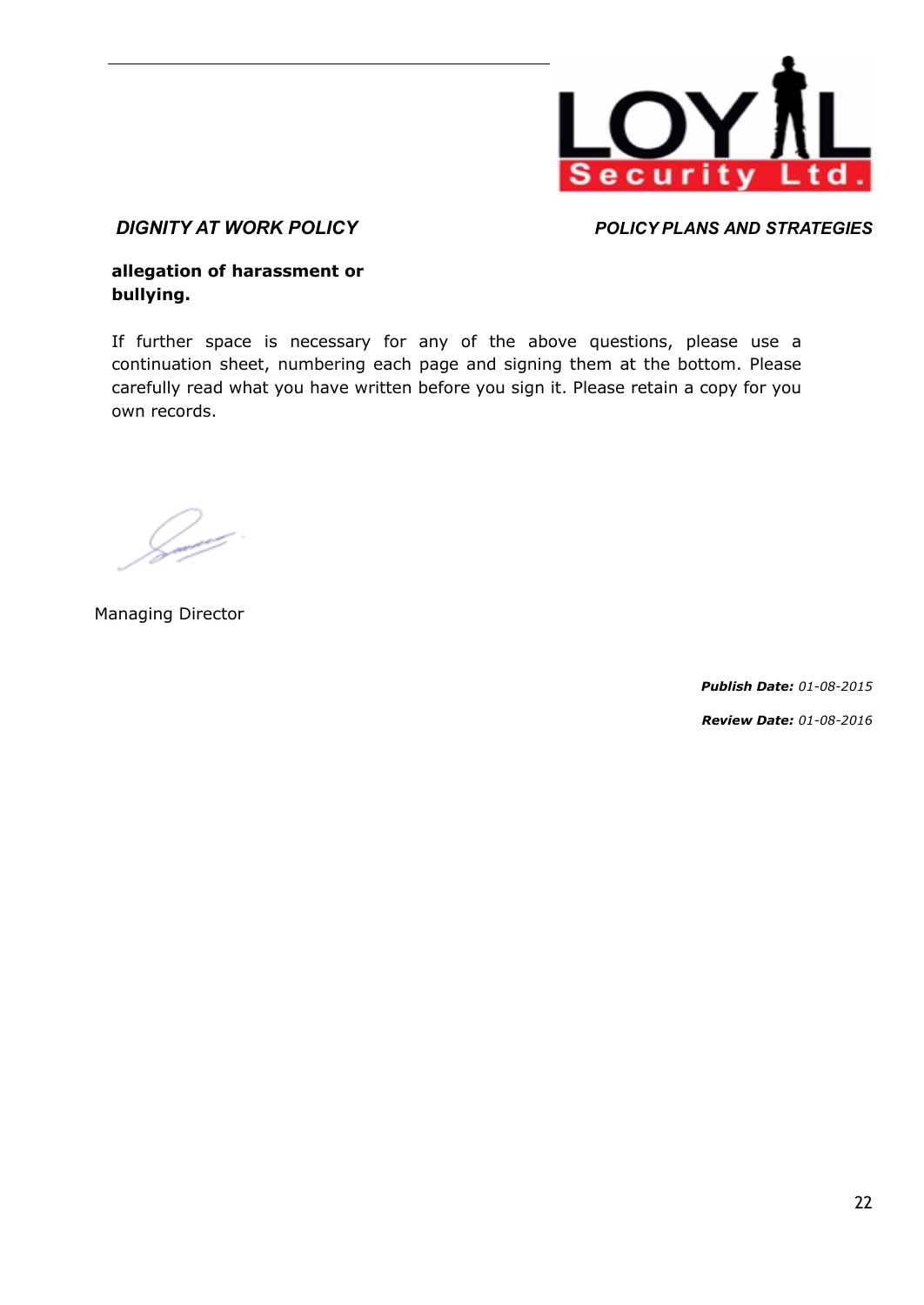**allegation of harassment or bullying.**

If further space is necessary for any of the above questions, please use a continuation sheet, numbering each page and signing them at the bottom. Please carefully read what you have written before you sign it. Please retain a copy for you own records.

Managing Director

***Publish Date:*** *01-08-2015*

***Review Date:*** *01-08-2016*